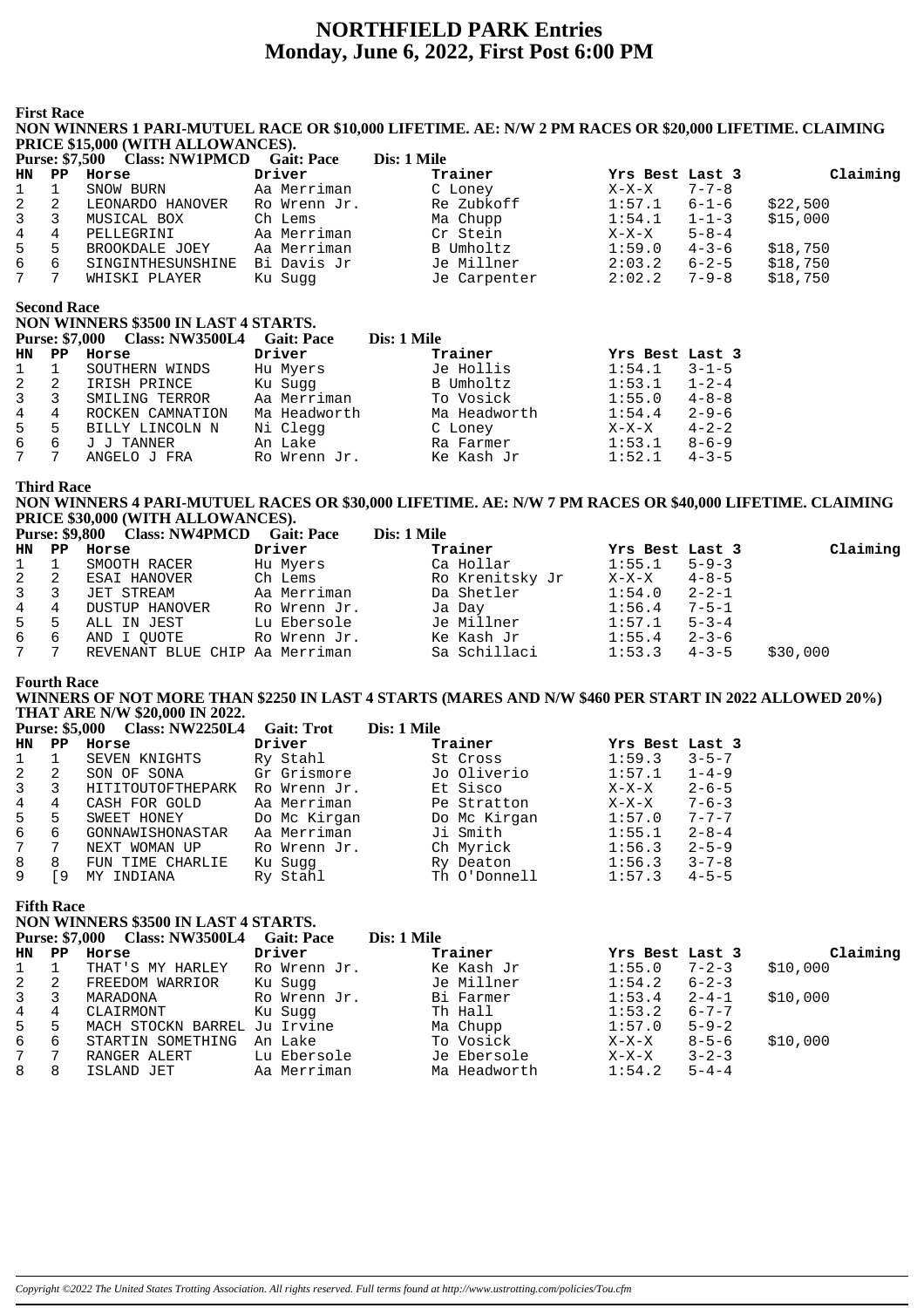# NORTHFIELD PARK Entries
## Monday, June 6, 2022, First Post 6:00 PM

### First Race

**NON WINNERS 1 PARI-MUTUEL RACE OR $10,000 LIFETIME. AE: N/W 2 PM RACES OR $20,000 LIFETIME. CLAIMING PRICE $15,000 (WITH ALLOWANCES).**

**Purse: $7,500 Class: NW1PMCD Gait: Pace Dis: 1 Mile**

| HN | PP | Horse | Driver | Trainer | Yrs Best | Last 3 | Claiming |
|---|---|---|---|---|---|---|---|
| 1 | 1 | SNOW BURN | Aa Merriman | C Loney | X-X-X | 7-7-8 | |
| 2 | 2 | LEONARDO HANOVER | Ro Wrenn Jr. | Re Zubkoff | 1:57.1 | 6-1-6 | $22,500 |
| 3 | 3 | MUSICAL BOX | Ch Lems | Ma Chupp | 1:54.1 | 1-1-3 | $15,000 |
| 4 | 4 | PELLEGRINI | Aa Merriman | Cr Stein | X-X-X | 5-8-4 | |
| 5 | 5 | BROOKDALE JOEY | Aa Merriman | B Umholtz | 1:59.0 | 4-3-6 | $18,750 |
| 6 | 6 | SINGINTHESUNSHINE | Bi Davis Jr | Je Millner | 2:03.2 | 6-2-5 | $18,750 |
| 7 | 7 | WHISKI PLAYER | Ku Sugg | Je Carpenter | 2:02.2 | 7-9-8 | $18,750 |

### Second Race

**NON WINNERS $3500 IN LAST 4 STARTS.**

**Purse: $7,000 Class: NW3500L4 Gait: Pace Dis: 1 Mile**

| HN | PP | Horse | Driver | Trainer | Yrs Best | Last 3 |
|---|---|---|---|---|---|---|
| 1 | 1 | SOUTHERN WINDS | Hu Myers | Je Hollis | 1:54.1 | 3-1-5 |
| 2 | 2 | IRISH PRINCE | Ku Sugg | B Umholtz | 1:53.1 | 1-2-4 |
| 3 | 3 | SMILING TERROR | Aa Merriman | To Vosick | 1:55.0 | 4-8-8 |
| 4 | 4 | ROCKEN CAMNATION | Ma Headworth | Ma Headworth | 1:54.4 | 2-9-6 |
| 5 | 5 | BILLY LINCOLN N | Ni Clegg | C Loney | X-X-X | 4-2-2 |
| 6 | 6 | J J TANNER | An Lake | Ra Farmer | 1:53.1 | 8-6-9 |
| 7 | 7 | ANGELO J FRA | Ro Wrenn Jr. | Ke Kash Jr | 1:52.1 | 4-3-5 |

### Third Race

**NON WINNERS 4 PARI-MUTUEL RACES OR $30,000 LIFETIME. AE: N/W 7 PM RACES OR $40,000 LIFETIME. CLAIMING PRICE $30,000 (WITH ALLOWANCES).**

**Purse: $9,800 Class: NW4PMCD Gait: Pace Dis: 1 Mile**

| HN | PP | Horse | Driver | Trainer | Yrs Best | Last 3 | Claiming |
|---|---|---|---|---|---|---|---|
| 1 | 1 | SMOOTH RACER | Hu Myers | Ca Hollar | 1:55.1 | 5-9-3 | |
| 2 | 2 | ESAI HANOVER | Ch Lems | Ro Krenitsky Jr | X-X-X | 4-8-5 | |
| 3 | 3 | JET STREAM | Aa Merriman | Da Shetler | 1:54.0 | 2-2-1 | |
| 4 | 4 | DUSTUP HANOVER | Ro Wrenn Jr. | Ja Day | 1:56.4 | 7-5-1 | |
| 5 | 5 | ALL IN JEST | Lu Ebersole | Je Millner | 1:57.1 | 5-3-4 | |
| 6 | 6 | AND I QUOTE | Ro Wrenn Jr. | Ke Kash Jr | 1:55.4 | 2-3-6 | |
| 7 | 7 | REVENANT BLUE CHIP | Aa Merriman | Sa Schillaci | 1:53.3 | 4-3-5 | $30,000 |

### Fourth Race

**WINNERS OF NOT MORE THAN $2250 IN LAST 4 STARTS (MARES AND N/W $460 PER START IN 2022 ALLOWED 20%) THAT ARE N/W $20,000 IN 2022.**

**Purse: $5,000 Class: NW2250L4 Gait: Trot Dis: 1 Mile**

| HN | PP | Horse | Driver | Trainer | Yrs Best | Last 3 |
|---|---|---|---|---|---|---|
| 1 | 1 | SEVEN KNIGHTS | Ry Stahl | St Cross | 1:59.3 | 3-5-7 |
| 2 | 2 | SON OF SONA | Gr Grismore | Jo Oliverio | 1:57.1 | 1-4-9 |
| 3 | 3 | HITITOUTOFTHEPARK | Ro Wrenn Jr. | Et Sisco | X-X-X | 2-6-5 |
| 4 | 4 | CASH FOR GOLD | Aa Merriman | Pe Stratton | X-X-X | 7-6-3 |
| 5 | 5 | SWEET HONEY | Do Mc Kirgan | Do Mc Kirgan | 1:57.0 | 7-7-7 |
| 6 | 6 | GONNAWISHONASTAR | Aa Merriman | Ji Smith | 1:55.1 | 2-8-4 |
| 7 | 7 | NEXT WOMAN UP | Ro Wrenn Jr. | Ch Myrick | 1:56.3 | 2-5-9 |
| 8 | 8 | FUN TIME CHARLIE | Ku Sugg | Ry Deaton | 1:56.3 | 3-7-8 |
| 9 | [9 | MY INDIANA | Ry Stahl | Th O'Donnell | 1:57.3 | 4-5-5 |

### Fifth Race

**NON WINNERS $3500 IN LAST 4 STARTS.**

**Purse: $7,000 Class: NW3500L4 Gait: Pace Dis: 1 Mile**

| HN | PP | Horse | Driver | Trainer | Yrs Best | Last 3 | Claiming |
|---|---|---|---|---|---|---|---|
| 1 | 1 | THAT'S MY HARLEY | Ro Wrenn Jr. | Ke Kash Jr | 1:55.0 | 7-2-3 | $10,000 |
| 2 | 2 | FREEDOM WARRIOR | Ku Sugg | Je Millner | 1:54.2 | 6-2-3 | |
| 3 | 3 | MARADONA | Ro Wrenn Jr. | Bi Farmer | 1:53.4 | 2-4-1 | $10,000 |
| 4 | 4 | CLAIRMONT | Ku Sugg | Th Hall | 1:53.2 | 6-7-7 | |
| 5 | 5 | MACH STOCKN BARREL | Ju Irvine | Ma Chupp | 1:57.0 | 5-9-2 | |
| 6 | 6 | STARTIN SOMETHING | An Lake | To Vosick | X-X-X | 8-5-6 | $10,000 |
| 7 | 7 | RANGER ALERT | Lu Ebersole | Je Ebersole | X-X-X | 3-2-3 | |
| 8 | 8 | ISLAND JET | Aa Merriman | Ma Headworth | 1:54.2 | 5-4-4 | |

*Copyright ©2022 The United States Trotting Association. All rights reserved. Full terms found at http://www.ustrotting.com/policies/Tou.cfm*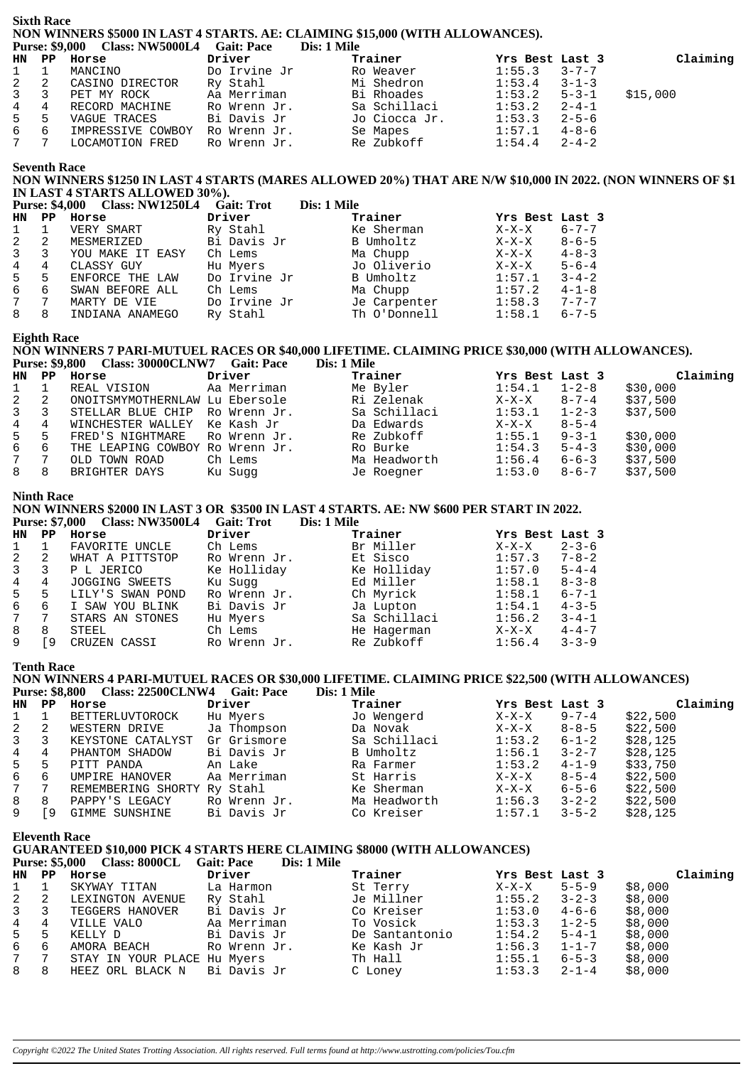## Sixth Race

**NON WINNERS $5000 IN LAST 4 STARTS. AE: CLAIMING $15,000 (WITH ALLOWANCES).**

**Purse: $9,000 Class: NW5000L4 Gait: Pace Dis: 1 Mile**

| HN | PP | Horse | Driver | Trainer | Yrs Best | Last 3 | Claiming |
|---|---|---|---|---|---|---|---|
| 1 | 1 | MANCINO | Do Irvine Jr | Ro Weaver | 1:55.3 | 3-7-7 | |
| 2 | 2 | CASINO DIRECTOR | Ry Stahl | Mi Shedron | 1:53.4 | 3-1-3 | |
| 3 | 3 | PET MY ROCK | Aa Merriman | Bi Rhoades | 1:53.2 | 5-3-1 | $15,000 |
| 4 | 4 | RECORD MACHINE | Ro Wrenn Jr. | Sa Schillaci | 1:53.2 | 2-4-1 | |
| 5 | 5 | VAGUE TRACES | Bi Davis Jr | Jo Ciocca Jr. | 1:53.3 | 2-5-6 | |
| 6 | 6 | IMPRESSIVE COWBOY | Ro Wrenn Jr. | Se Mapes | 1:57.1 | 4-8-6 | |
| 7 | 7 | LOCAMOTION FRED | Ro Wrenn Jr. | Re Zubkoff | 1:54.4 | 2-4-2 | |

## Seventh Race

**NON WINNERS $1250 IN LAST 4 STARTS (MARES ALLOWED 20%) THAT ARE N/W $10,000 IN 2022. (NON WINNERS OF $1 IN LAST 4 STARTS ALLOWED 30%).**

**Purse: $4,000 Class: NW1250L4 Gait: Trot Dis: 1 Mile**

| HN | PP | Horse | Driver | Trainer | Yrs Best | Last 3 |
|---|---|---|---|---|---|---|
| 1 | 1 | VERY SMART | Ry Stahl | Ke Sherman | X-X-X | 6-7-7 |
| 2 | 2 | MESMERIZED | Bi Davis Jr | B Umholtz | X-X-X | 8-6-5 |
| 3 | 3 | YOU MAKE IT EASY | Ch Lems | Ma Chupp | X-X-X | 4-8-3 |
| 4 | 4 | CLASSY GUY | Hu Myers | Jo Oliverio | X-X-X | 5-6-4 |
| 5 | 5 | ENFORCE THE LAW | Do Irvine Jr | B Umholtz | 1:57.1 | 3-4-2 |
| 6 | 6 | SWAN BEFORE ALL | Ch Lems | Ma Chupp | 1:57.2 | 4-1-8 |
| 7 | 7 | MARTY DE VIE | Do Irvine Jr | Je Carpenter | 1:58.3 | 7-7-7 |
| 8 | 8 | INDIANA ANAMEGO | Ry Stahl | Th O'Donnell | 1:58.1 | 6-7-5 |

## Eighth Race

**NON WINNERS 7 PARI-MUTUEL RACES OR $40,000 LIFETIME. CLAIMING PRICE $30,000 (WITH ALLOWANCES).**

**Purse: $9,800 Class: 30000CLNW7 Gait: Pace Dis: 1 Mile**

| HN | PP | Horse | Driver | Trainer | Yrs Best | Last 3 | Claiming |
|---|---|---|---|---|---|---|---|
| 1 | 1 | REAL VISION | Aa Merriman | Me Byler | 1:54.1 | 1-2-8 | $30,000 |
| 2 | 2 | ONOITSMYMOTHERNLAW | Lu Ebersole | Ri Zelenak | X-X-X | 8-7-4 | $37,500 |
| 3 | 3 | STELLAR BLUE CHIP | Ro Wrenn Jr. | Sa Schillaci | 1:53.1 | 1-2-3 | $37,500 |
| 4 | 4 | WINCHESTER WALLEY | Ke Kash Jr | Da Edwards | X-X-X | 8-5-4 | |
| 5 | 5 | FRED'S NIGHTMARE | Ro Wrenn Jr. | Re Zubkoff | 1:55.1 | 9-3-1 | $30,000 |
| 6 | 6 | THE LEAPING COWBOY | Ro Wrenn Jr. | Ro Burke | 1:54.3 | 5-4-3 | $30,000 |
| 7 | 7 | OLD TOWN ROAD | Ch Lems | Ma Headworth | 1:56.4 | 6-6-3 | $37,500 |
| 8 | 8 | BRIGHTER DAYS | Ku Sugg | Je Roegner | 1:53.0 | 8-6-7 | $37,500 |

## Ninth Race

**NON WINNERS $2000 IN LAST 3 OR $3500 IN LAST 4 STARTS. AE: NW $600 PER START IN 2022.**

**Purse: $7,000 Class: NW3500L4 Gait: Trot Dis: 1 Mile**

| HN | PP | Horse | Driver | Trainer | Yrs Best | Last 3 |
|---|---|---|---|---|---|---|
| 1 | 1 | FAVORITE UNCLE | Ch Lems | Br Miller | X-X-X | 2-3-6 |
| 2 | 2 | WHAT A PITTSTOP | Ro Wrenn Jr. | Et Sisco | 1:57.3 | 7-8-2 |
| 3 | 3 | P L JERICO | Ke Holliday | Ke Holliday | 1:57.0 | 5-4-4 |
| 4 | 4 | JOGGING SWEETS | Ku Sugg | Ed Miller | 1:58.1 | 8-3-8 |
| 5 | 5 | LILY'S SWAN POND | Ro Wrenn Jr. | Ch Myrick | 1:58.1 | 6-7-1 |
| 6 | 6 | I SAW YOU BLINK | Bi Davis Jr | Ja Lupton | 1:54.1 | 4-3-5 |
| 7 | 7 | STARS AN STONES | Hu Myers | Sa Schillaci | 1:56.2 | 3-4-1 |
| 8 | 8 | STEEL | Ch Lems | He Hagerman | X-X-X | 4-4-7 |
| 9 | [9 | CRUZEN CASSI | Ro Wrenn Jr. | Re Zubkoff | 1:56.4 | 3-3-9 |

## Tenth Race

**NON WINNERS 4 PARI-MUTUEL RACES OR $30,000 LIFETIME. CLAIMING PRICE $22,500 (WITH ALLOWANCES)**

**Purse: $8,800 Class: 22500CLNW4 Gait: Pace Dis: 1 Mile**

| HN | PP | Horse | Driver | Trainer | Yrs Best | Last 3 | Claiming |
|---|---|---|---|---|---|---|---|
| 1 | 1 | BETTERLUVTOROCK | Hu Myers | Jo Wengerd | X-X-X | 9-7-4 | $22,500 |
| 2 | 2 | WESTERN DRIVE | Ja Thompson | Da Novak | X-X-X | 8-8-5 | $22,500 |
| 3 | 3 | KEYSTONE CATALYST | Gr Grismore | Sa Schillaci | 1:53.2 | 6-1-2 | $28,125 |
| 4 | 4 | PHANTOM SHADOW | Bi Davis Jr | B Umholtz | 1:56.1 | 3-2-7 | $28,125 |
| 5 | 5 | PITT PANDA | An Lake | Ra Farmer | 1:53.2 | 4-1-9 | $33,750 |
| 6 | 6 | UMPIRE HANOVER | Aa Merriman | St Harris | X-X-X | 8-5-4 | $22,500 |
| 7 | 7 | REMEMBERING SHORTY | Ry Stahl | Ke Sherman | X-X-X | 6-5-6 | $22,500 |
| 8 | 8 | PAPPY'S LEGACY | Ro Wrenn Jr. | Ma Headworth | 1:56.3 | 3-2-2 | $22,500 |
| 9 | [9 | GIMME SUNSHINE | Bi Davis Jr | Co Kreiser | 1:57.1 | 3-5-2 | $28,125 |

## Eleventh Race

**GUARANTEED $10,000 PICK 4 STARTS HERE CLAIMING $8000 (WITH ALLOWANCES)**

**Purse: $5,000 Class: 8000CL Gait: Pace Dis: 1 Mile**

| HN | PP | Horse | Driver | Trainer | Yrs Best | Last 3 | Claiming |
|---|---|---|---|---|---|---|---|
| 1 | 1 | SKYWAY TITAN | La Harmon | St Terry | X-X-X | 5-5-9 | $8,000 |
| 2 | 2 | LEXINGTON AVENUE | Ry Stahl | Je Millner | 1:55.2 | 3-2-3 | $8,000 |
| 3 | 3 | TEGGERS HANOVER | Bi Davis Jr | Co Kreiser | 1:53.0 | 4-6-6 | $8,000 |
| 4 | 4 | VILLE VALO | Aa Merriman | To Vosick | 1:53.3 | 1-2-5 | $8,000 |
| 5 | 5 | KELLY D | Bi Davis Jr | De Santantonio | 1:54.2 | 5-4-1 | $8,000 |
| 6 | 6 | AMORA BEACH | Ro Wrenn Jr. | Ke Kash Jr | 1:56.3 | 1-1-7 | $8,000 |
| 7 | 7 | STAY IN YOUR PLACE | Hu Myers | Th Hall | 1:55.1 | 6-5-3 | $8,000 |
| 8 | 8 | HEEZ ORL BLACK N | Bi Davis Jr | C Loney | 1:53.3 | 2-1-4 | $8,000 |

*Copyright ©2022 The United States Trotting Association. All rights reserved. Full terms found at http://www.ustrotting.com/policies/Tou.cfm*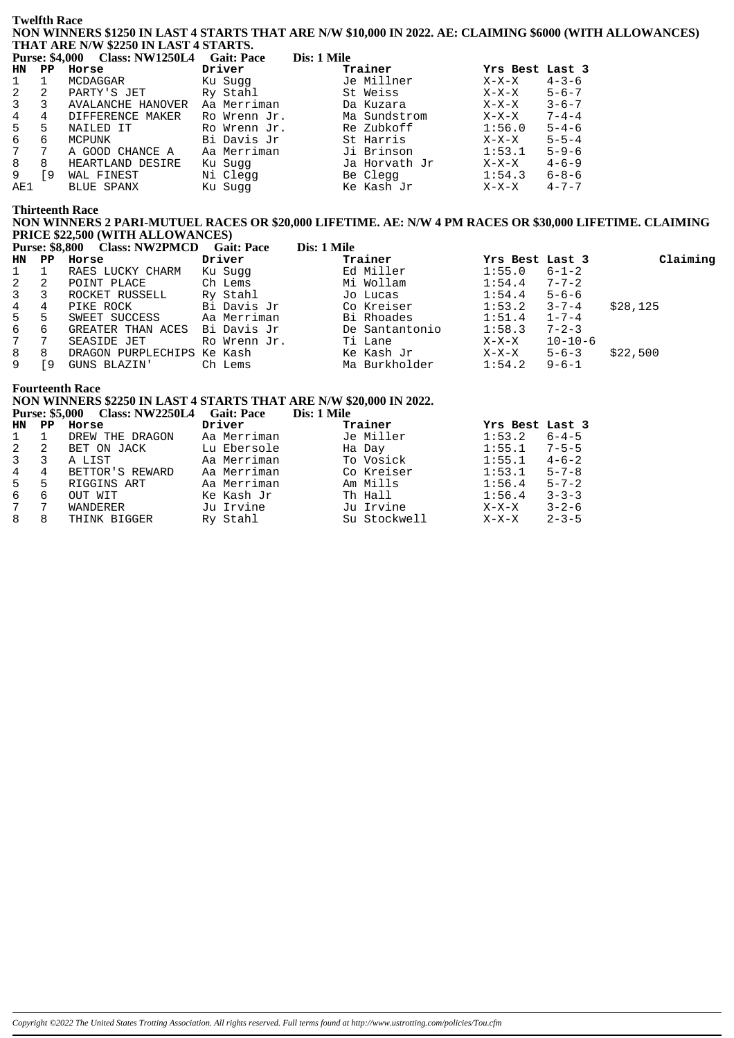## Twelfth Race

**NON WINNERS $1250 IN LAST 4 STARTS THAT ARE N/W $10,000 IN 2022. AE: CLAIMING $6000 (WITH ALLOWANCES) THAT ARE N/W $2250 IN LAST 4 STARTS.**

**Purse: $4,000 Class: NW1250L4 Gait: Pace Dis: 1 Mile**

| HN | PP | Horse | Driver | Trainer | Yrs Best | Last 3 |
|---|---|---|---|---|---|---|
| 1 | 1 | MCDAGGAR | Ku Sugg | Je Millner | X-X-X | 4-3-6 |
| 2 | 2 | PARTY'S JET | Ry Stahl | St Weiss | X-X-X | 5-6-7 |
| 3 | 3 | AVALANCHE HANOVER | Aa Merriman | Da Kuzara | X-X-X | 3-6-7 |
| 4 | 4 | DIFFERENCE MAKER | Ro Wrenn Jr. | Ma Sundstrom | X-X-X | 7-4-4 |
| 5 | 5 | NAILED IT | Ro Wrenn Jr. | Re Zubkoff | 1:56.0 | 5-4-6 |
| 6 | 6 | MCPUNK | Bi Davis Jr | St Harris | X-X-X | 5-5-4 |
| 7 | 7 | A GOOD CHANCE A | Aa Merriman | Ji Brinson | 1:53.1 | 5-9-6 |
| 8 | 8 | HEARTLAND DESIRE | Ku Sugg | Ja Horvath Jr | X-X-X | 4-6-9 |
| 9 | [9 | WAL FINEST | Ni Clegg | Be Clegg | 1:54.3 | 6-8-6 |
| AE1 | | BLUE SPANX | Ku Sugg | Ke Kash Jr | X-X-X | 4-7-7 |

## Thirteenth Race

**NON WINNERS 2 PARI-MUTUEL RACES OR $20,000 LIFETIME. AE: N/W 4 PM RACES OR $30,000 LIFETIME. CLAIMING PRICE $22,500 (WITH ALLOWANCES)**

**Purse: $8,800 Class: NW2PMCD Gait: Pace Dis: 1 Mile**

| HN | PP | Horse | Driver | Trainer | Yrs Best | Last 3 | Claiming |
|---|---|---|---|---|---|---|---|
| 1 | 1 | RAES LUCKY CHARM | Ku Sugg | Ed Miller | 1:55.0 | 6-1-2 | |
| 2 | 2 | POINT PLACE | Ch Lems | Mi Wollam | 1:54.4 | 7-7-2 | |
| 3 | 3 | ROCKET RUSSELL | Ry Stahl | Jo Lucas | 1:54.4 | 5-6-6 | |
| 4 | 4 | PIKE ROCK | Bi Davis Jr | Co Kreiser | 1:53.2 | 3-7-4 | $28,125 |
| 5 | 5 | SWEET SUCCESS | Aa Merriman | Bi Rhoades | 1:51.4 | 1-7-4 | |
| 6 | 6 | GREATER THAN ACES | Bi Davis Jr | De Santantonio | 1:58.3 | 7-2-3 | |
| 7 | 7 | SEASIDE JET | Ro Wrenn Jr. | Ti Lane | X-X-X | 10-10-6 | |
| 8 | 8 | DRAGON PURPLECHIPS | Ke Kash | Ke Kash Jr | X-X-X | 5-6-3 | $22,500 |
| 9 | [9 | GUNS BLAZIN' | Ch Lems | Ma Burkholder | 1:54.2 | 9-6-1 | |

## Fourteenth Race

**NON WINNERS $2250 IN LAST 4 STARTS THAT ARE N/W $20,000 IN 2022.**

**Purse: $5,000 Class: NW2250L4 Gait: Pace Dis: 1 Mile**

| HN | PP | Horse | Driver | Trainer | Yrs Best | Last 3 |
|---|---|---|---|---|---|---|
| 1 | 1 | DREW THE DRAGON | Aa Merriman | Je Miller | 1:53.2 | 6-4-5 |
| 2 | 2 | BET ON JACK | Lu Ebersole | Ha Day | 1:55.1 | 7-5-5 |
| 3 | 3 | A LIST | Aa Merriman | To Vosick | 1:55.1 | 4-6-2 |
| 4 | 4 | BETTOR'S REWARD | Aa Merriman | Co Kreiser | 1:53.1 | 5-7-8 |
| 5 | 5 | RIGGINS ART | Aa Merriman | Am Mills | 1:56.4 | 5-7-2 |
| 6 | 6 | OUT WIT | Ke Kash Jr | Th Hall | 1:56.4 | 3-3-3 |
| 7 | 7 | WANDERER | Ju Irvine | Ju Irvine | X-X-X | 3-2-6 |
| 8 | 8 | THINK BIGGER | Ry Stahl | Su Stockwell | X-X-X | 2-3-5 |

*Copyright ©2022 The United States Trotting Association. All rights reserved. Full terms found at http://www.ustrotting.com/policies/Tou.cfm*